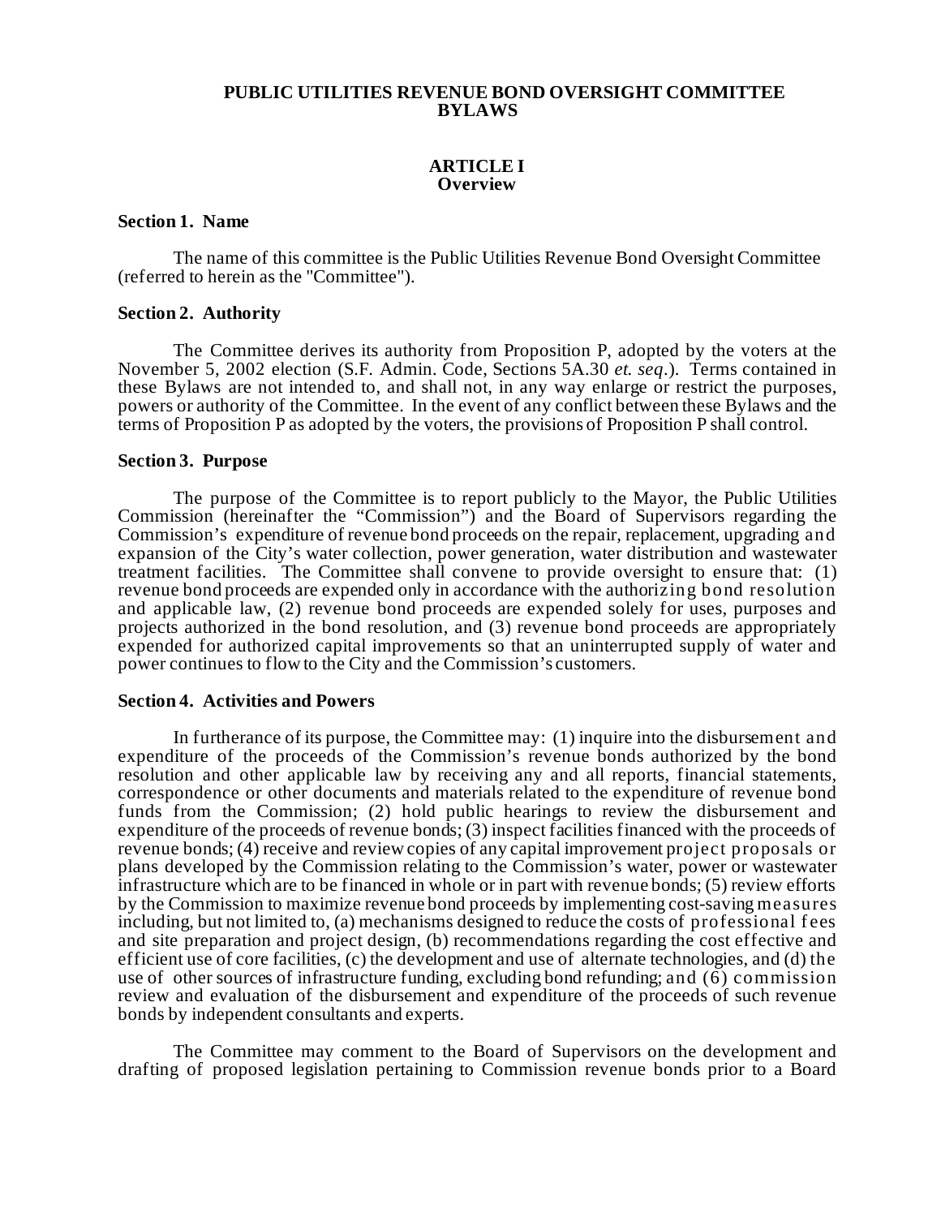# PUBLIC UTILITIES REVENUE BOND OVERSIGHT COMMITTEE BYLAWS

## ARTICLE I
## Overview

### Section 1. Name

The name of this committee is the Public Utilities Revenue Bond Oversight Committee (referred to herein as the "Committee").

### Section 2. Authority

The Committee derives its authority from Proposition P, adopted by the voters at the November 5, 2002 election (S.F. Admin. Code, Sections 5A.30 *et. seq*.). Terms contained in these Bylaws are not intended to, and shall not, in any way enlarge or restrict the purposes, powers or authority of the Committee. In the event of any conflict between these Bylaws and the terms of Proposition P as adopted by the voters, the provisions of Proposition P shall control.

### Section 3. Purpose

The purpose of the Committee is to report publicly to the Mayor, the Public Utilities Commission (hereinafter the "Commission") and the Board of Supervisors regarding the Commission's expenditure of revenue bond proceeds on the repair, replacement, upgrading and expansion of the City's water collection, power generation, water distribution and wastewater treatment facilities. The Committee shall convene to provide oversight to ensure that: (1) revenue bond proceeds are expended only in accordance with the authorizing bond resolution and applicable law, (2) revenue bond proceeds are expended solely for uses, purposes and projects authorized in the bond resolution, and (3) revenue bond proceeds are appropriately expended for authorized capital improvements so that an uninterrupted supply of water and power continues to flow to the City and the Commission's customers.

### Section 4. Activities and Powers

In furtherance of its purpose, the Committee may: (1) inquire into the disbursement and expenditure of the proceeds of the Commission's revenue bonds authorized by the bond resolution and other applicable law by receiving any and all reports, financial statements, correspondence or other documents and materials related to the expenditure of revenue bond funds from the Commission; (2) hold public hearings to review the disbursement and expenditure of the proceeds of revenue bonds; (3) inspect facilities financed with the proceeds of revenue bonds; (4) receive and review copies of any capital improvement project proposals or plans developed by the Commission relating to the Commission's water, power or wastewater infrastructure which are to be financed in whole or in part with revenue bonds; (5) review efforts by the Commission to maximize revenue bond proceeds by implementing cost-saving measures including, but not limited to, (a) mechanisms designed to reduce the costs of professional fees and site preparation and project design, (b) recommendations regarding the cost effective and efficient use of core facilities, (c) the development and use of alternate technologies, and (d) the use of other sources of infrastructure funding, excluding bond refunding; and (6) commission review and evaluation of the disbursement and expenditure of the proceeds of such revenue bonds by independent consultants and experts.

The Committee may comment to the Board of Supervisors on the development and drafting of proposed legislation pertaining to Commission revenue bonds prior to a Board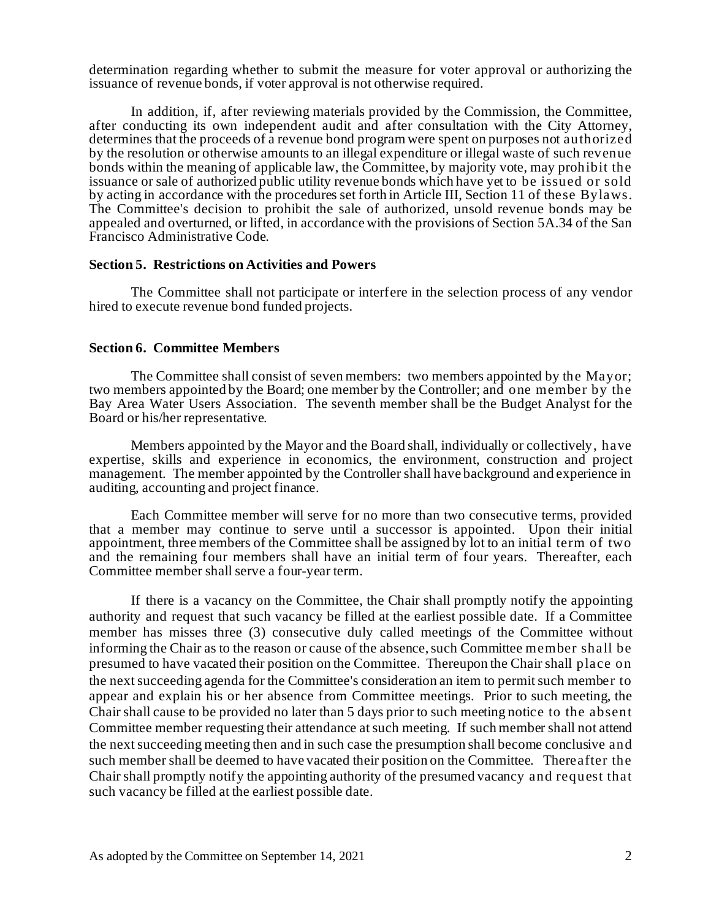determination regarding whether to submit the measure for voter approval or authorizing the issuance of revenue bonds, if voter approval is not otherwise required.

In addition, if, after reviewing materials provided by the Commission, the Committee, after conducting its own independent audit and after consultation with the City Attorney, determines that the proceeds of a revenue bond program were spent on purposes not authorized by the resolution or otherwise amounts to an illegal expenditure or illegal waste of such revenue bonds within the meaning of applicable law, the Committee, by majority vote, may prohibit the issuance or sale of authorized public utility revenue bonds which have yet to be issued or sold by acting in accordance with the procedures set forth in Article III, Section 11 of these Bylaws. The Committee's decision to prohibit the sale of authorized, unsold revenue bonds may be appealed and overturned, or lifted, in accordance with the provisions of Section 5A.34 of the San Francisco Administrative Code.

**Section 5. Restrictions on Activities and Powers**

The Committee shall not participate or interfere in the selection process of any vendor hired to execute revenue bond funded projects.

**Section 6. Committee Members**

The Committee shall consist of seven members: two members appointed by the Mayor; two members appointed by the Board; one member by the Controller; and one member by the Bay Area Water Users Association. The seventh member shall be the Budget Analyst for the Board or his/her representative.

Members appointed by the Mayor and the Board shall, individually or collectively, have expertise, skills and experience in economics, the environment, construction and project management. The member appointed by the Controller shall have background and experience in auditing, accounting and project finance.

Each Committee member will serve for no more than two consecutive terms, provided that a member may continue to serve until a successor is appointed. Upon their initial appointment, three members of the Committee shall be assigned by lot to an initial term of two and the remaining four members shall have an initial term of four years. Thereafter, each Committee member shall serve a four-year term.

If there is a vacancy on the Committee, the Chair shall promptly notify the appointing authority and request that such vacancy be filled at the earliest possible date. If a Committee member has misses three (3) consecutive duly called meetings of the Committee without informing the Chair as to the reason or cause of the absence, such Committee member shall be presumed to have vacated their position on the Committee. Thereupon the Chair shall place on the next succeeding agenda for the Committee's consideration an item to permit such member to appear and explain his or her absence from Committee meetings. Prior to such meeting, the Chair shall cause to be provided no later than 5 days prior to such meeting notice to the absent Committee member requesting their attendance at such meeting. If such member shall not attend the next succeeding meeting then and in such case the presumption shall become conclusive and such member shall be deemed to have vacated their position on the Committee. Thereafter the Chair shall promptly notify the appointing authority of the presumed vacancy and request that such vacancy be filled at the earliest possible date.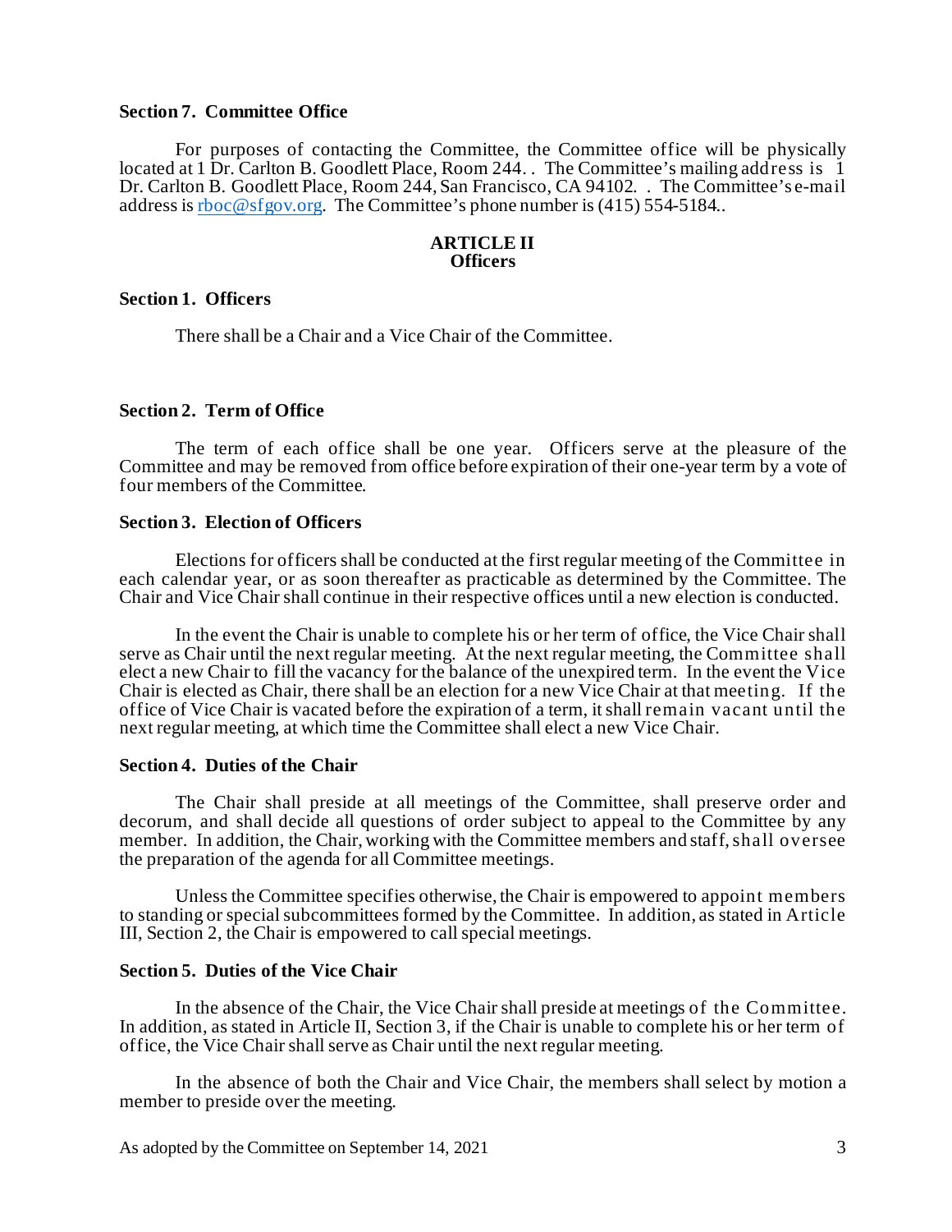**Section 7. Committee Office**

For purposes of contacting the Committee, the Committee office will be physically located at 1 Dr. Carlton B. Goodlett Place, Room 244. . The Committee's mailing address is 1 Dr. Carlton B. Goodlett Place, Room 244, San Francisco, CA 94102. . The Committee's e-mail address is rboc@sfgov.org. The Committee's phone number is (415) 554-5184..

## ARTICLE II
## Officers

**Section 1. Officers**

There shall be a Chair and a Vice Chair of the Committee.

**Section 2. Term of Office**

The term of each office shall be one year. Officers serve at the pleasure of the Committee and may be removed from office before expiration of their one-year term by a vote of four members of the Committee.

**Section 3. Election of Officers**

Elections for officers shall be conducted at the first regular meeting of the Committee in each calendar year, or as soon thereafter as practicable as determined by the Committee. The Chair and Vice Chair shall continue in their respective offices until a new election is conducted.

In the event the Chair is unable to complete his or her term of office, the Vice Chair shall serve as Chair until the next regular meeting. At the next regular meeting, the Committee shall elect a new Chair to fill the vacancy for the balance of the unexpired term. In the event the Vice Chair is elected as Chair, there shall be an election for a new Vice Chair at that meeting. If the office of Vice Chair is vacated before the expiration of a term, it shall remain vacant until the next regular meeting, at which time the Committee shall elect a new Vice Chair.

**Section 4. Duties of the Chair**

The Chair shall preside at all meetings of the Committee, shall preserve order and decorum, and shall decide all questions of order subject to appeal to the Committee by any member. In addition, the Chair, working with the Committee members and staff, shall oversee the preparation of the agenda for all Committee meetings.

Unless the Committee specifies otherwise, the Chair is empowered to appoint members to standing or special subcommittees formed by the Committee. In addition, as stated in Article III, Section 2, the Chair is empowered to call special meetings.

**Section 5. Duties of the Vice Chair**

In the absence of the Chair, the Vice Chair shall preside at meetings of the Committee. In addition, as stated in Article II, Section 3, if the Chair is unable to complete his or her term of office, the Vice Chair shall serve as Chair until the next regular meeting.

In the absence of both the Chair and Vice Chair, the members shall select by motion a member to preside over the meeting.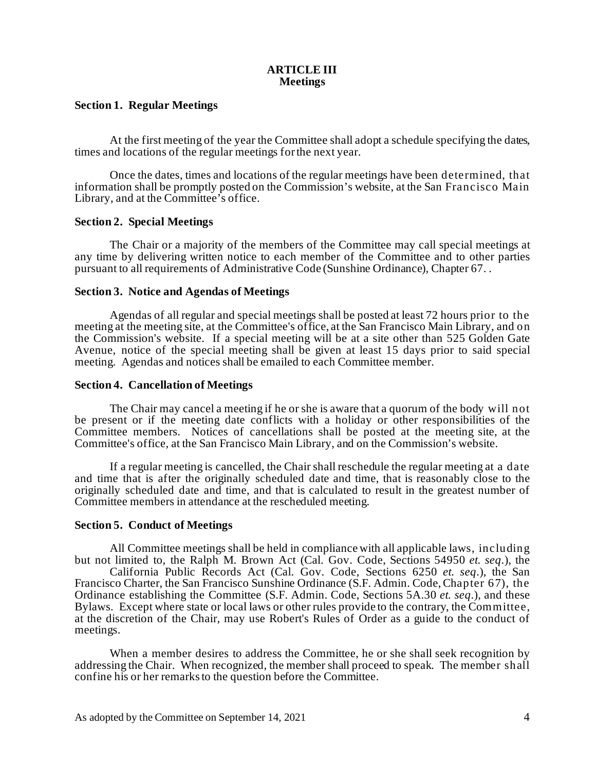## ARTICLE III
## Meetings

### Section 1. Regular Meetings

At the first meeting of the year the Committee shall adopt a schedule specifying the dates, times and locations of the regular meetings for the next year.

Once the dates, times and locations of the regular meetings have been determined, that information shall be promptly posted on the Commission's website, at the San Francisco Main Library, and at the Committee's office.

### Section 2. Special Meetings

The Chair or a majority of the members of the Committee may call special meetings at any time by delivering written notice to each member of the Committee and to other parties pursuant to all requirements of Administrative Code (Sunshine Ordinance), Chapter 67. .

### Section 3. Notice and Agendas of Meetings

Agendas of all regular and special meetings shall be posted at least 72 hours prior to the meeting at the meeting site, at the Committee's office, at the San Francisco Main Library, and on the Commission's website. If a special meeting will be at a site other than 525 Golden Gate Avenue, notice of the special meeting shall be given at least 15 days prior to said special meeting. Agendas and notices shall be emailed to each Committee member.

### Section 4. Cancellation of Meetings

The Chair may cancel a meeting if he or she is aware that a quorum of the body will not be present or if the meeting date conflicts with a holiday or other responsibilities of the Committee members. Notices of cancellations shall be posted at the meeting site, at the Committee's office, at the San Francisco Main Library, and on the Commission's website.

If a regular meeting is cancelled, the Chair shall reschedule the regular meeting at a date and time that is after the originally scheduled date and time, that is reasonably close to the originally scheduled date and time, and that is calculated to result in the greatest number of Committee members in attendance at the rescheduled meeting.

### Section 5. Conduct of Meetings

All Committee meetings shall be held in compliance with all applicable laws, including but not limited to, the Ralph M. Brown Act (Cal. Gov. Code, Sections 54950 *et. seq*.), the California Public Records Act (Cal. Gov. Code, Sections 6250 *et. seq*.), the San Francisco Charter, the San Francisco Sunshine Ordinance (S.F. Admin. Code, Chapter 67), the Ordinance establishing the Committee (S.F. Admin. Code, Sections 5A.30 *et. seq*.), and these Bylaws. Except where state or local laws or other rules provide to the contrary, the Committee, at the discretion of the Chair, may use Robert's Rules of Order as a guide to the conduct of meetings.

When a member desires to address the Committee, he or she shall seek recognition by addressing the Chair. When recognized, the member shall proceed to speak. The member shall confine his or her remarks to the question before the Committee.

As adopted by the Committee on September 14, 2021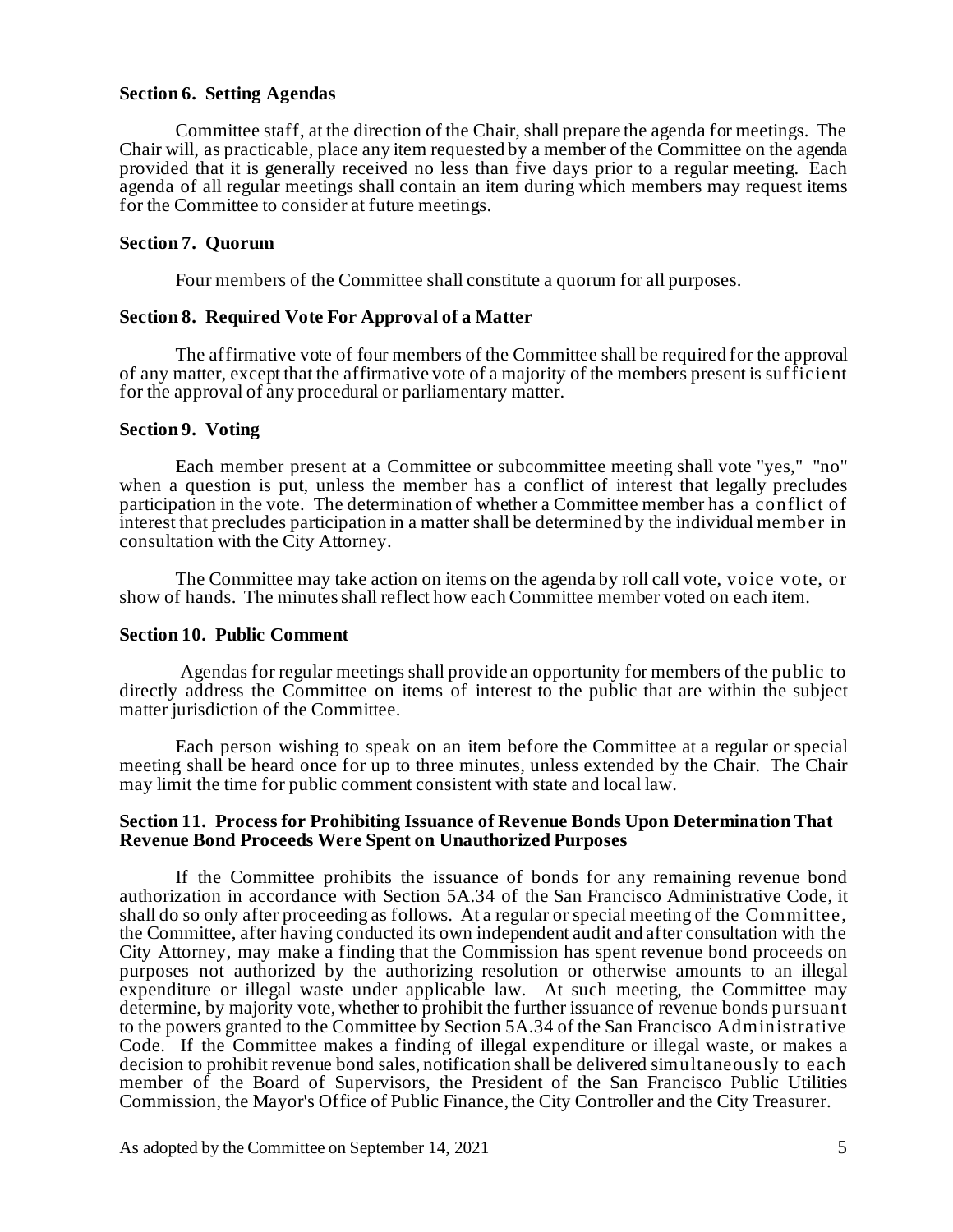### Section 6. Setting Agendas

Committee staff, at the direction of the Chair, shall prepare the agenda for meetings. The Chair will, as practicable, place any item requested by a member of the Committee on the agenda provided that it is generally received no less than five days prior to a regular meeting. Each agenda of all regular meetings shall contain an item during which members may request items for the Committee to consider at future meetings.

### Section 7. Quorum

Four members of the Committee shall constitute a quorum for all purposes.

### Section 8. Required Vote For Approval of a Matter

The affirmative vote of four members of the Committee shall be required for the approval of any matter, except that the affirmative vote of a majority of the members present is sufficient for the approval of any procedural or parliamentary matter.

### Section 9. Voting

Each member present at a Committee or subcommittee meeting shall vote "yes," "no" when a question is put, unless the member has a conflict of interest that legally precludes participation in the vote. The determination of whether a Committee member has a conflict of interest that precludes participation in a matter shall be determined by the individual member in consultation with the City Attorney.

The Committee may take action on items on the agenda by roll call vote, voice vote, or show of hands. The minutes shall reflect how each Committee member voted on each item.

### Section 10. Public Comment

Agendas for regular meetings shall provide an opportunity for members of the public to directly address the Committee on items of interest to the public that are within the subject matter jurisdiction of the Committee.

Each person wishing to speak on an item before the Committee at a regular or special meeting shall be heard once for up to three minutes, unless extended by the Chair. The Chair may limit the time for public comment consistent with state and local law.

### Section 11. Process for Prohibiting Issuance of Revenue Bonds Upon Determination That Revenue Bond Proceeds Were Spent on Unauthorized Purposes

If the Committee prohibits the issuance of bonds for any remaining revenue bond authorization in accordance with Section 5A.34 of the San Francisco Administrative Code, it shall do so only after proceeding as follows. At a regular or special meeting of the Committee, the Committee, after having conducted its own independent audit and after consultation with the City Attorney, may make a finding that the Commission has spent revenue bond proceeds on purposes not authorized by the authorizing resolution or otherwise amounts to an illegal expenditure or illegal waste under applicable law. At such meeting, the Committee may determine, by majority vote, whether to prohibit the further issuance of revenue bonds pursuant to the powers granted to the Committee by Section 5A.34 of the San Francisco Administrative Code. If the Committee makes a finding of illegal expenditure or illegal waste, or makes a decision to prohibit revenue bond sales, notification shall be delivered simultaneously to each member of the Board of Supervisors, the President of the San Francisco Public Utilities Commission, the Mayor's Office of Public Finance, the City Controller and the City Treasurer.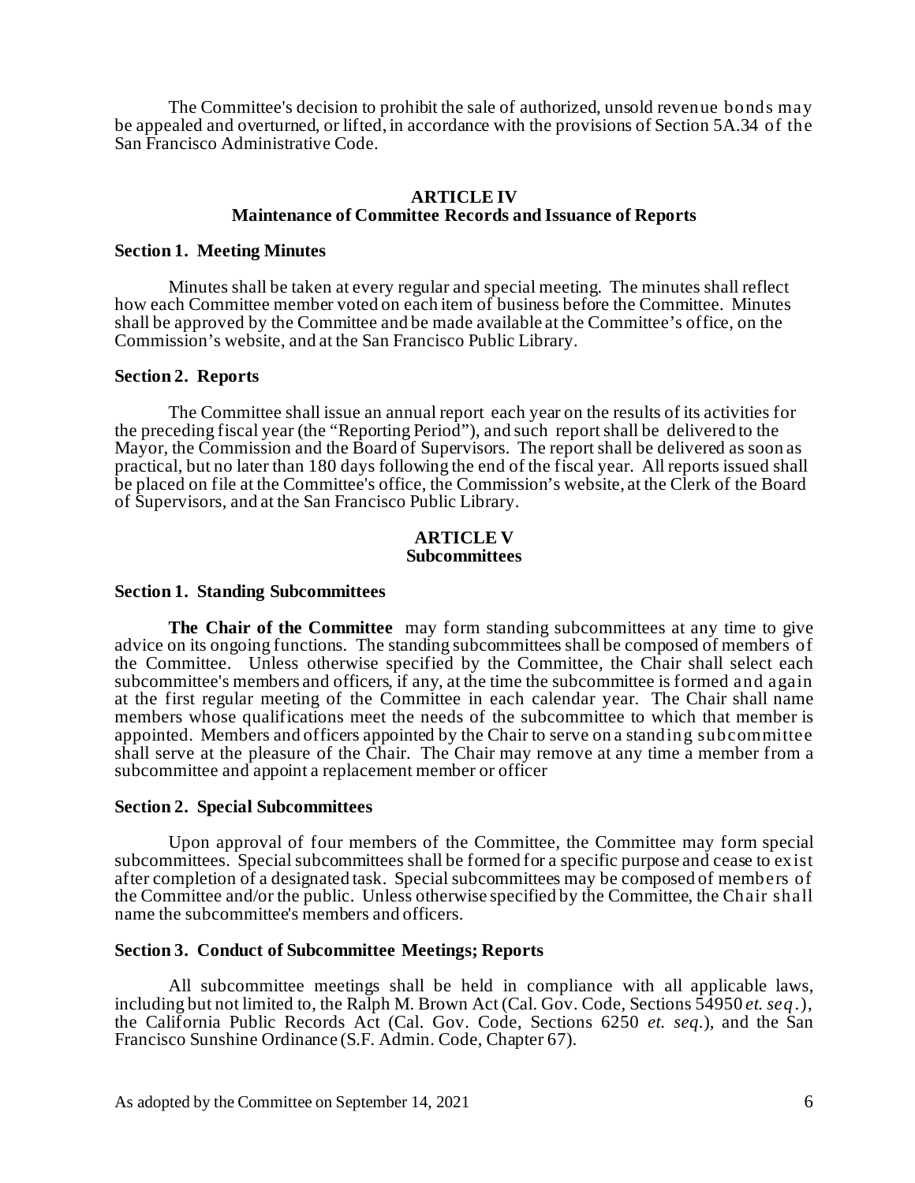The Committee's decision to prohibit the sale of authorized, unsold revenue bonds may be appealed and overturned, or lifted, in accordance with the provisions of Section 5A.34 of the San Francisco Administrative Code.

## ARTICLE IV
## Maintenance of Committee Records and Issuance of Reports

### Section 1. Meeting Minutes

Minutes shall be taken at every regular and special meeting. The minutes shall reflect how each Committee member voted on each item of business before the Committee. Minutes shall be approved by the Committee and be made available at the Committee's office, on the Commission's website, and at the San Francisco Public Library.

### Section 2. Reports

The Committee shall issue an annual report each year on the results of its activities for the preceding fiscal year (the "Reporting Period"), and such report shall be delivered to the Mayor, the Commission and the Board of Supervisors. The report shall be delivered as soon as practical, but no later than 180 days following the end of the fiscal year. All reports issued shall be placed on file at the Committee's office, the Commission's website, at the Clerk of the Board of Supervisors, and at the San Francisco Public Library.

## ARTICLE V
## Subcommittees

### Section 1. Standing Subcommittees

**The Chair of the Committee** may form standing subcommittees at any time to give advice on its ongoing functions. The standing subcommittees shall be composed of members of the Committee. Unless otherwise specified by the Committee, the Chair shall select each subcommittee's members and officers, if any, at the time the subcommittee is formed and again at the first regular meeting of the Committee in each calendar year. The Chair shall name members whose qualifications meet the needs of the subcommittee to which that member is appointed. Members and officers appointed by the Chair to serve on a standing subcommittee shall serve at the pleasure of the Chair. The Chair may remove at any time a member from a subcommittee and appoint a replacement member or officer

### Section 2. Special Subcommittees

Upon approval of four members of the Committee, the Committee may form special subcommittees. Special subcommittees shall be formed for a specific purpose and cease to exist after completion of a designated task. Special subcommittees may be composed of members of the Committee and/or the public. Unless otherwise specified by the Committee, the Chair shall name the subcommittee's members and officers.

### Section 3. Conduct of Subcommittee Meetings; Reports

All subcommittee meetings shall be held in compliance with all applicable laws, including but not limited to, the Ralph M. Brown Act (Cal. Gov. Code, Sections 54950 *et. seq*.), the California Public Records Act (Cal. Gov. Code, Sections 6250 *et. seq*.), and the San Francisco Sunshine Ordinance (S.F. Admin. Code, Chapter 67).

As adopted by the Committee on September 14, 2021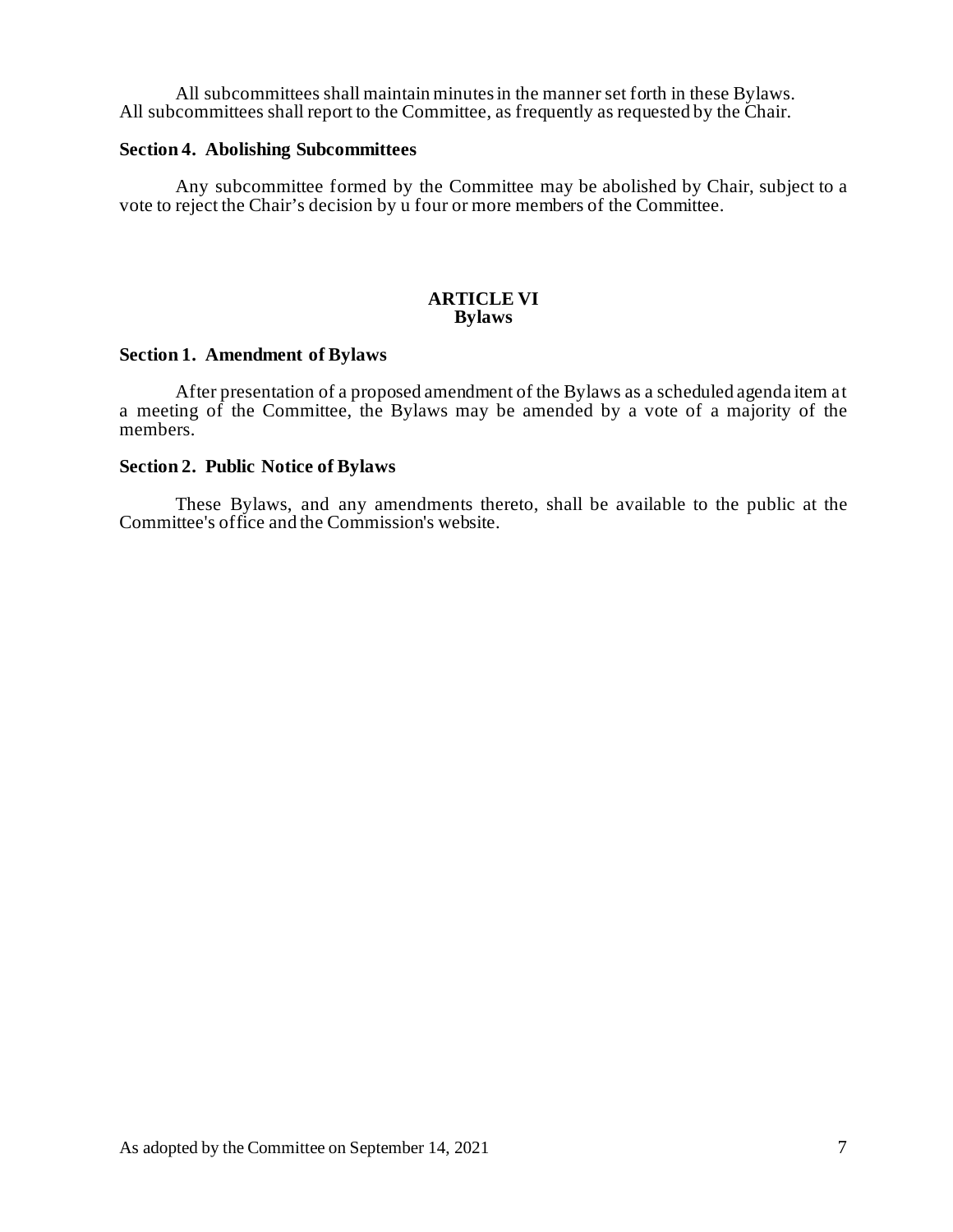All subcommittees shall maintain minutes in the manner set forth in these Bylaws. All subcommittees shall report to the Committee, as frequently as requested by the Chair.

**Section 4. Abolishing Subcommittees**

Any subcommittee formed by the Committee may be abolished by Chair, subject to a vote to reject the Chair's decision by u four or more members of the Committee.

## ARTICLE VI
## Bylaws

**Section 1. Amendment of Bylaws**

After presentation of a proposed amendment of the Bylaws as a scheduled agenda item at a meeting of the Committee, the Bylaws may be amended by a vote of a majority of the members.

**Section 2. Public Notice of Bylaws**

These Bylaws, and any amendments thereto, shall be available to the public at the Committee's office and the Commission's website.

As adopted by the Committee on September 14, 2021